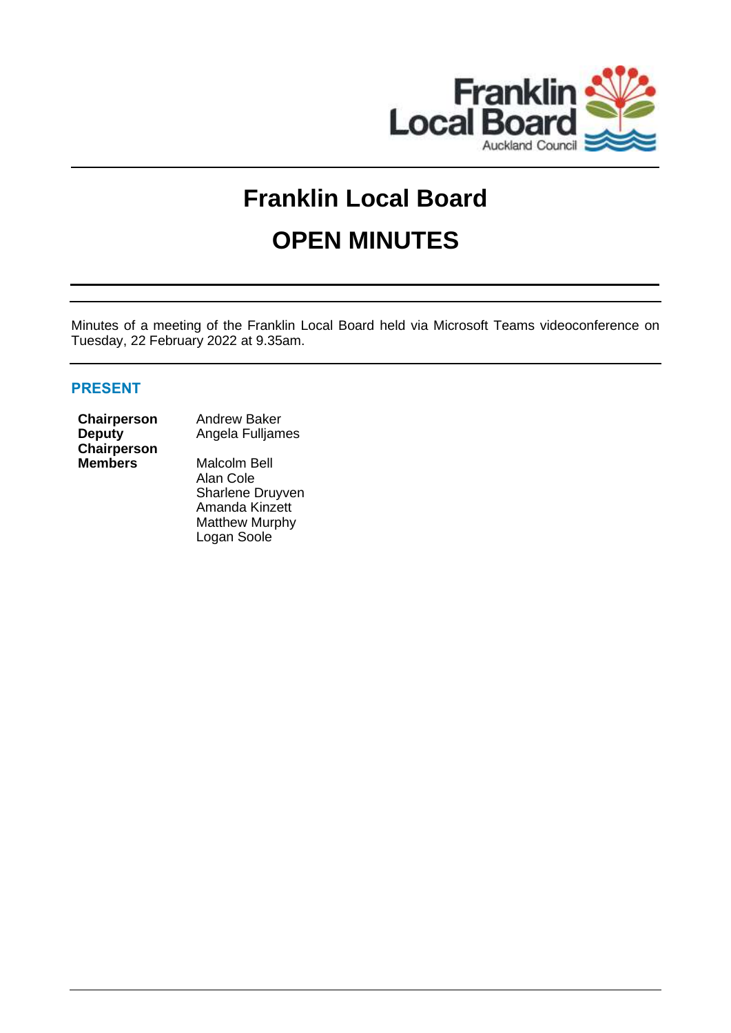# Franklin Local Board

# OPEN MINUTES

Minutes of a meeting of the Franklin Local Board held via Microsoft Teams videoconference on Tuesday, 22 February 2022 at 9.35am.

## PRESENT

| | |
|---|---|
| **Chairperson** | Andrew Baker |
| **Deputy Chairperson** | Angela Fulljames |
| **Members** | Malcolm Bell |
| | Alan Cole |
| | Sharlene Druyven |
| | Amanda Kinzett |
| | Matthew Murphy |
| | Logan Soole |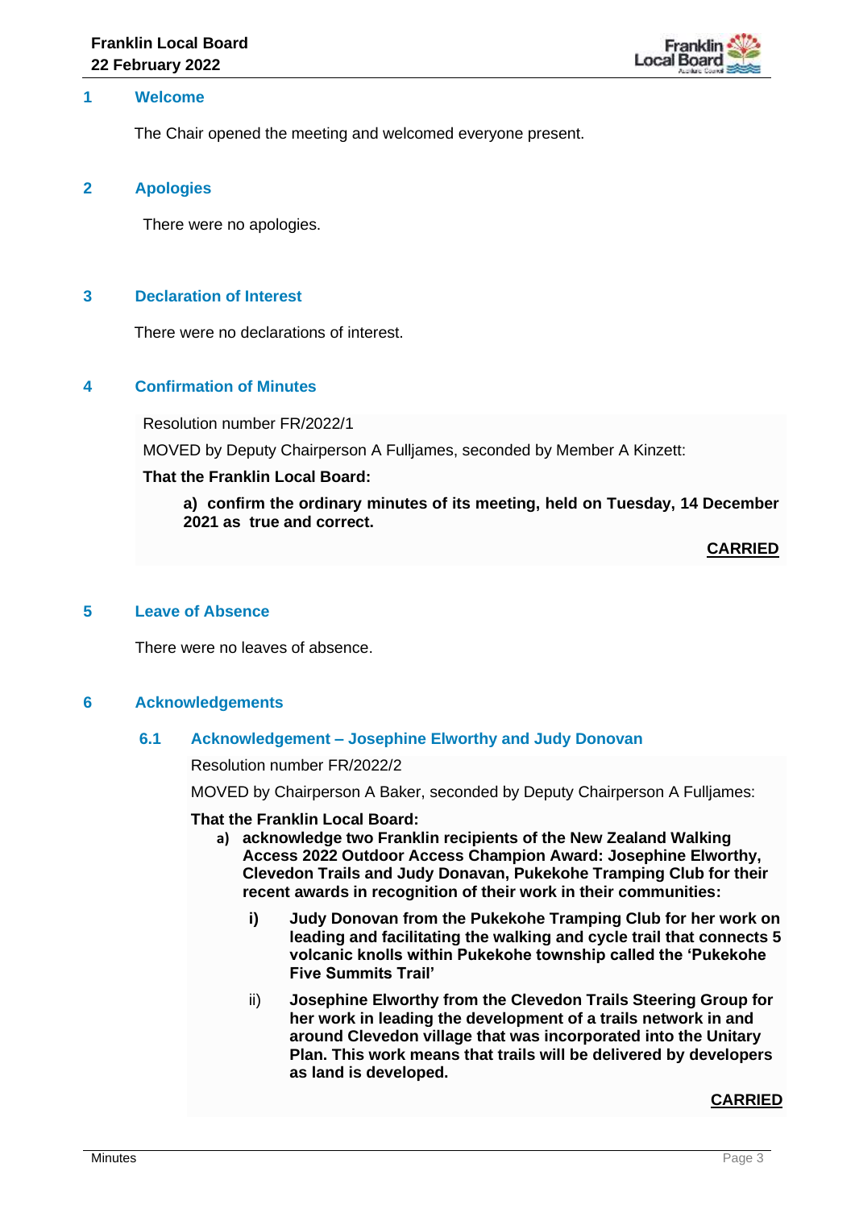## 1 Welcome

The Chair opened the meeting and welcomed everyone present.

## 2 Apologies

There were no apologies.

## 3 Declaration of Interest

There were no declarations of interest.

## 4 Confirmation of Minutes

Resolution number FR/2022/1

MOVED by Deputy Chairperson A Fulljames, seconded by Member A Kinzett:

**That the Franklin Local Board:**

**a) confirm the ordinary minutes of its meeting, held on Tuesday, 14 December 2021 as true and correct.**

**CARRIED**

## 5 Leave of Absence

There were no leaves of absence.

## 6 Acknowledgements

### 6.1 Acknowledgement – Josephine Elworthy and Judy Donovan

Resolution number FR/2022/2

MOVED by Chairperson A Baker, seconded by Deputy Chairperson A Fulljames:

**That the Franklin Local Board:**

**a) acknowledge two Franklin recipients of the New Zealand Walking Access 2022 Outdoor Access Champion Award: Josephine Elworthy, Clevedon Trails and Judy Donavan, Pukekohe Tramping Club for their recent awards in recognition of their work in their communities:**

**i) Judy Donovan from the Pukekohe Tramping Club for her work on leading and facilitating the walking and cycle trail that connects 5 volcanic knolls within Pukekohe township called the 'Pukekohe Five Summits Trail'**

ii) **Josephine Elworthy from the Clevedon Trails Steering Group for her work in leading the development of a trails network in and around Clevedon village that was incorporated into the Unitary Plan. This work means that trails will be delivered by developers as land is developed.**

**CARRIED**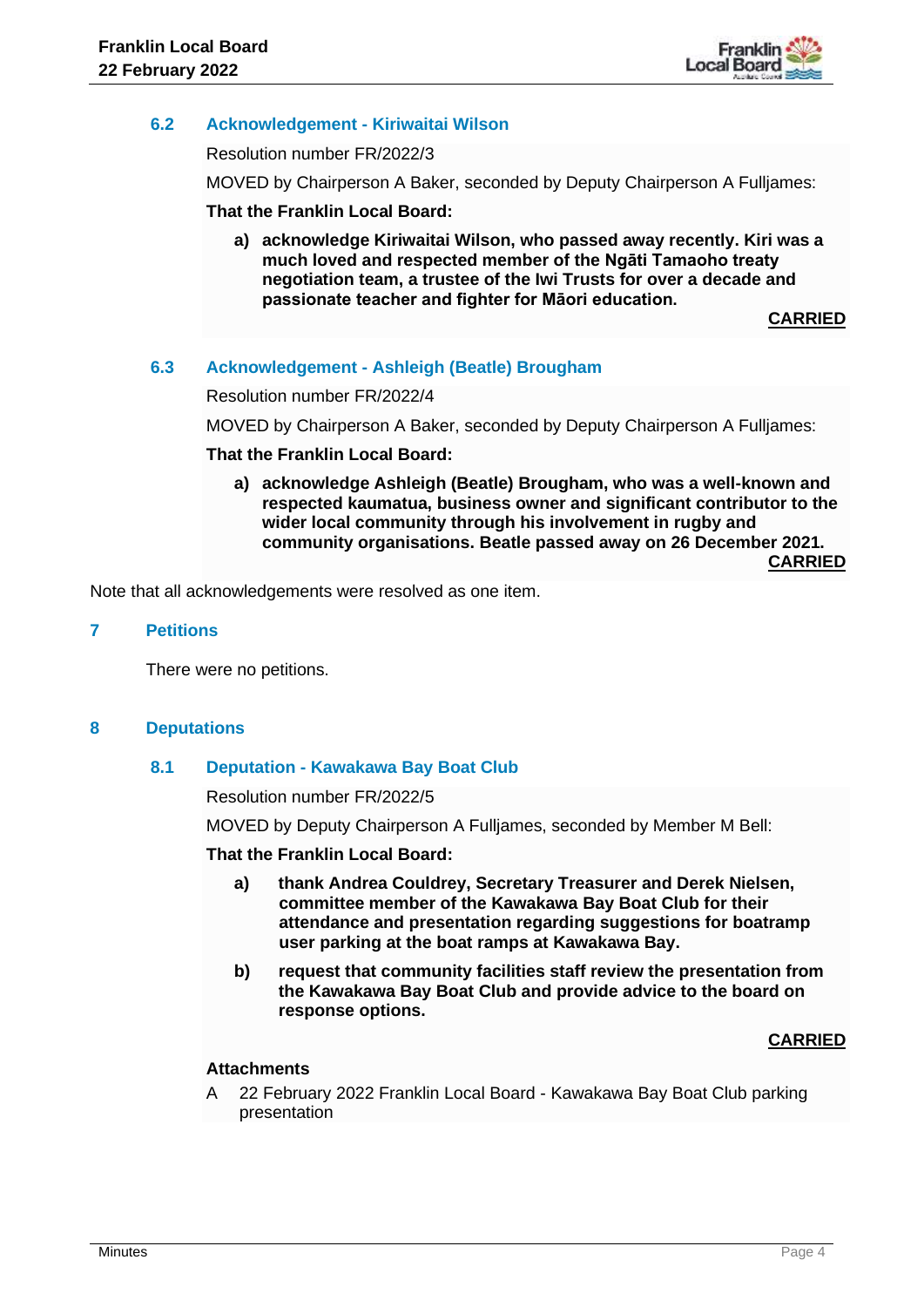### 6.2 Acknowledgement - Kiriwaitai Wilson

Resolution number FR/2022/3

MOVED by Chairperson A Baker, seconded by Deputy Chairperson A Fulljames:

**That the Franklin Local Board:**

**a) acknowledge Kiriwaitai Wilson, who passed away recently. Kiri was a much loved and respected member of the Ngāti Tamaoho treaty negotiation team, a trustee of the Iwi Trusts for over a decade and passionate teacher and fighter for Māori education.**

**CARRIED**

### 6.3 Acknowledgement - Ashleigh (Beatle) Brougham

Resolution number FR/2022/4

MOVED by Chairperson A Baker, seconded by Deputy Chairperson A Fulljames:

**That the Franklin Local Board:**

**a) acknowledge Ashleigh (Beatle) Brougham, who was a well-known and respected kaumatua, business owner and significant contributor to the wider local community through his involvement in rugby and community organisations. Beatle passed away on 26 December 2021.**

**CARRIED**

Note that all acknowledgements were resolved as one item.

## 7 Petitions

There were no petitions.

## 8 Deputations

### 8.1 Deputation - Kawakawa Bay Boat Club

Resolution number FR/2022/5

MOVED by Deputy Chairperson A Fulljames, seconded by Member M Bell:

**That the Franklin Local Board:**

**a) thank Andrea Couldrey, Secretary Treasurer and Derek Nielsen, committee member of the Kawakawa Bay Boat Club for their attendance and presentation regarding suggestions for boatramp user parking at the boat ramps at Kawakawa Bay.**

**b) request that community facilities staff review the presentation from the Kawakawa Bay Boat Club and provide advice to the board on response options.**

**CARRIED**

**Attachments**

A 22 February 2022 Franklin Local Board - Kawakawa Bay Boat Club parking presentation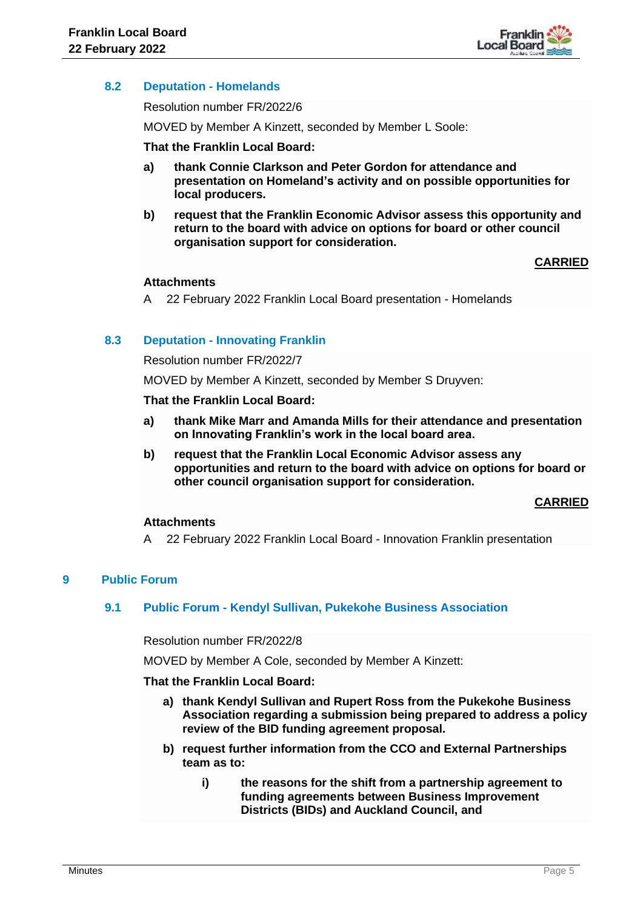### 8.2 Deputation - Homelands

Resolution number FR/2022/6

MOVED by Member A Kinzett, seconded by Member L Soole:

**That the Franklin Local Board:**

**a) thank Connie Clarkson and Peter Gordon for attendance and presentation on Homeland's activity and on possible opportunities for local producers.**

**b) request that the Franklin Economic Advisor assess this opportunity and return to the board with advice on options for board or other council organisation support for consideration.**

**CARRIED**

**Attachments**

A 22 February 2022 Franklin Local Board presentation - Homelands

### 8.3 Deputation - Innovating Franklin

Resolution number FR/2022/7

MOVED by Member A Kinzett, seconded by Member S Druyven:

**That the Franklin Local Board:**

**a) thank Mike Marr and Amanda Mills for their attendance and presentation on Innovating Franklin's work in the local board area.**

**b) request that the Franklin Local Economic Advisor assess any opportunities and return to the board with advice on options for board or other council organisation support for consideration.**

**CARRIED**

**Attachments**

A 22 February 2022 Franklin Local Board - Innovation Franklin presentation

## 9 Public Forum

### 9.1 Public Forum - Kendyl Sullivan, Pukekohe Business Association

Resolution number FR/2022/8

MOVED by Member A Cole, seconded by Member A Kinzett:

**That the Franklin Local Board:**

**a) thank Kendyl Sullivan and Rupert Ross from the Pukekohe Business Association regarding a submission being prepared to address a policy review of the BID funding agreement proposal.**

**b) request further information from the CCO and External Partnerships team as to:**

**i) the reasons for the shift from a partnership agreement to funding agreements between Business Improvement Districts (BIDs) and Auckland Council, and**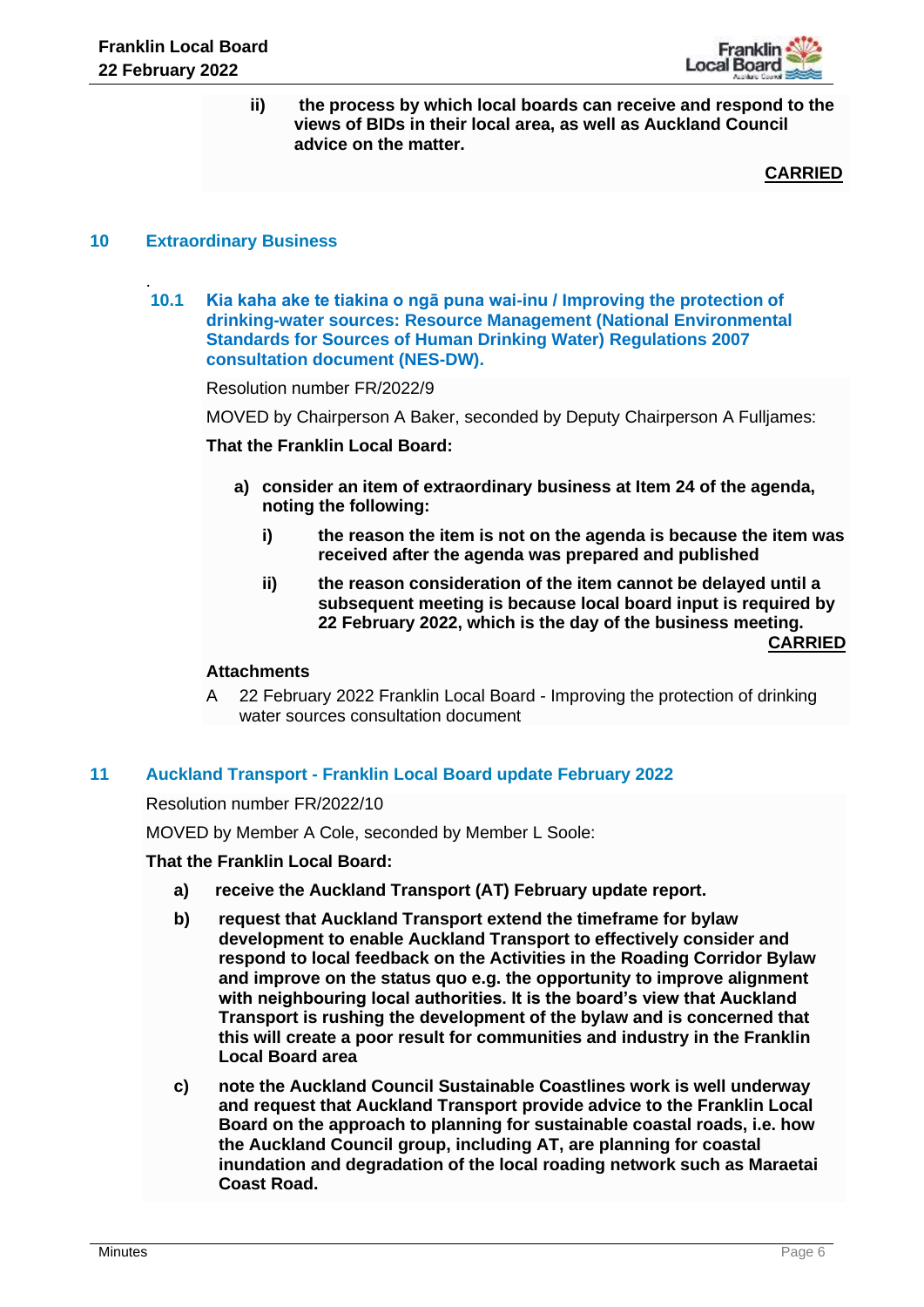ii) **the process by which local boards can receive and respond to the views of BIDs in their local area, as well as Auckland Council advice on the matter.**

**CARRIED**

## 10 Extraordinary Business

### 10.1 Kia kaha ake te tiakina o ngā puna wai-inu / Improving the protection of drinking-water sources: Resource Management (National Environmental Standards for Sources of Human Drinking Water) Regulations 2007 consultation document (NES-DW).

Resolution number FR/2022/9

MOVED by Chairperson A Baker, seconded by Deputy Chairperson A Fulljames:

**That the Franklin Local Board:**

**a) consider an item of extraordinary business at Item 24 of the agenda, noting the following:**

**i) the reason the item is not on the agenda is because the item was received after the agenda was prepared and published**

**ii) the reason consideration of the item cannot be delayed until a subsequent meeting is because local board input is required by 22 February 2022, which is the day of the business meeting.**

**CARRIED**

**Attachments**

A 22 February 2022 Franklin Local Board - Improving the protection of drinking water sources consultation document

## 11 Auckland Transport - Franklin Local Board update February 2022

Resolution number FR/2022/10

MOVED by Member A Cole, seconded by Member L Soole:

**That the Franklin Local Board:**

**a) receive the Auckland Transport (AT) February update report.**

**b) request that Auckland Transport extend the timeframe for bylaw development to enable Auckland Transport to effectively consider and respond to local feedback on the Activities in the Roading Corridor Bylaw and improve on the status quo e.g. the opportunity to improve alignment with neighbouring local authorities. It is the board's view that Auckland Transport is rushing the development of the bylaw and is concerned that this will create a poor result for communities and industry in the Franklin Local Board area**

**c) note the Auckland Council Sustainable Coastlines work is well underway and request that Auckland Transport provide advice to the Franklin Local Board on the approach to planning for sustainable coastal roads, i.e. how the Auckland Council group, including AT, are planning for coastal inundation and degradation of the local roading network such as Maraetai Coast Road.**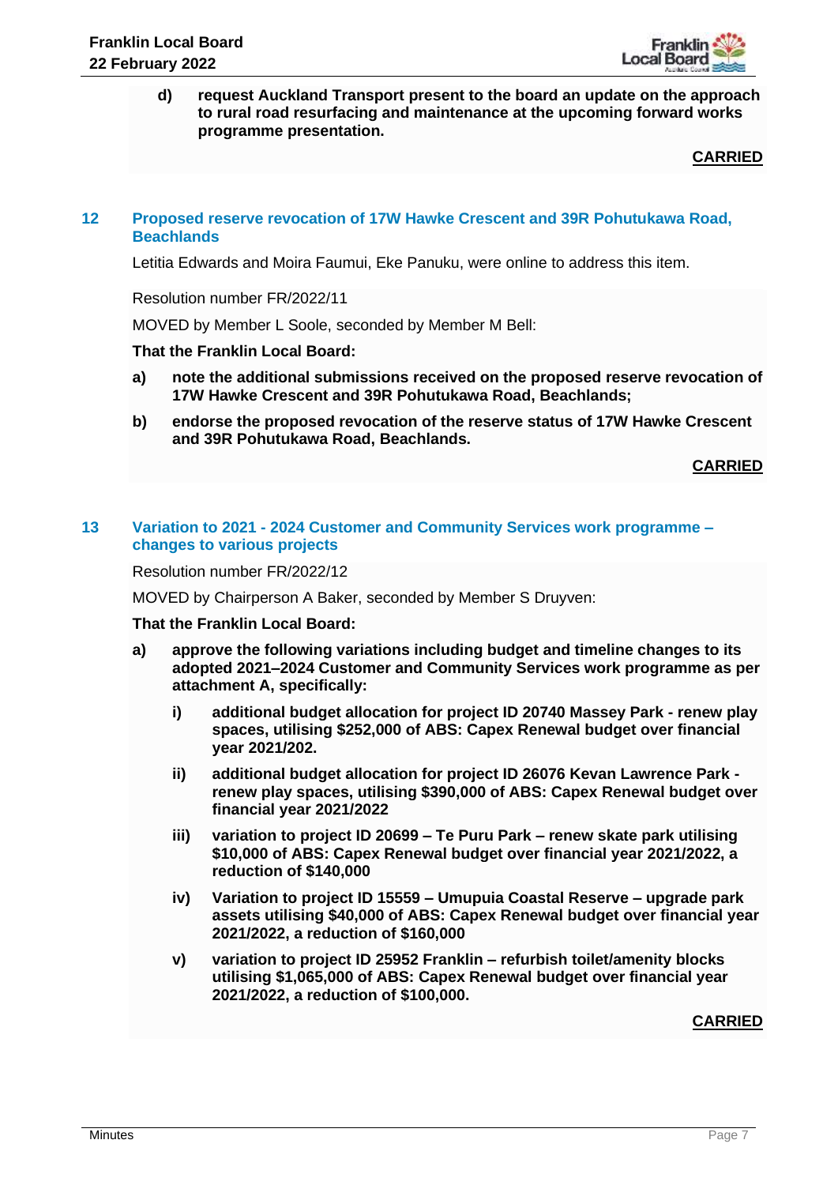**d) request Auckland Transport present to the board an update on the approach to rural road resurfacing and maintenance at the upcoming forward works programme presentation.**

**CARRIED**

## 12 Proposed reserve revocation of 17W Hawke Crescent and 39R Pohutukawa Road, Beachlands

Letitia Edwards and Moira Faumui, Eke Panuku, were online to address this item.

Resolution number FR/2022/11

MOVED by Member L Soole, seconded by Member M Bell:

**That the Franklin Local Board:**

**a) note the additional submissions received on the proposed reserve revocation of 17W Hawke Crescent and 39R Pohutukawa Road, Beachlands;**

**b) endorse the proposed revocation of the reserve status of 17W Hawke Crescent and 39R Pohutukawa Road, Beachlands.**

**CARRIED**

## 13 Variation to 2021 - 2024 Customer and Community Services work programme – changes to various projects

Resolution number FR/2022/12

MOVED by Chairperson A Baker, seconded by Member S Druyven:

**That the Franklin Local Board:**

**a) approve the following variations including budget and timeline changes to its adopted 2021–2024 Customer and Community Services work programme as per attachment A, specifically:**

**i) additional budget allocation for project ID 20740 Massey Park - renew play spaces, utilising $252,000 of ABS: Capex Renewal budget over financial year 2021/202.**

**ii) additional budget allocation for project ID 26076 Kevan Lawrence Park - renew play spaces, utilising $390,000 of ABS: Capex Renewal budget over financial year 2021/2022**

**iii) variation to project ID 20699 – Te Puru Park – renew skate park utilising $10,000 of ABS: Capex Renewal budget over financial year 2021/2022, a reduction of $140,000**

**iv) Variation to project ID 15559 – Umupuia Coastal Reserve – upgrade park assets utilising $40,000 of ABS: Capex Renewal budget over financial year 2021/2022, a reduction of $160,000**

**v) variation to project ID 25952 Franklin – refurbish toilet/amenity blocks utilising $1,065,000 of ABS: Capex Renewal budget over financial year 2021/2022, a reduction of $100,000.**

**CARRIED**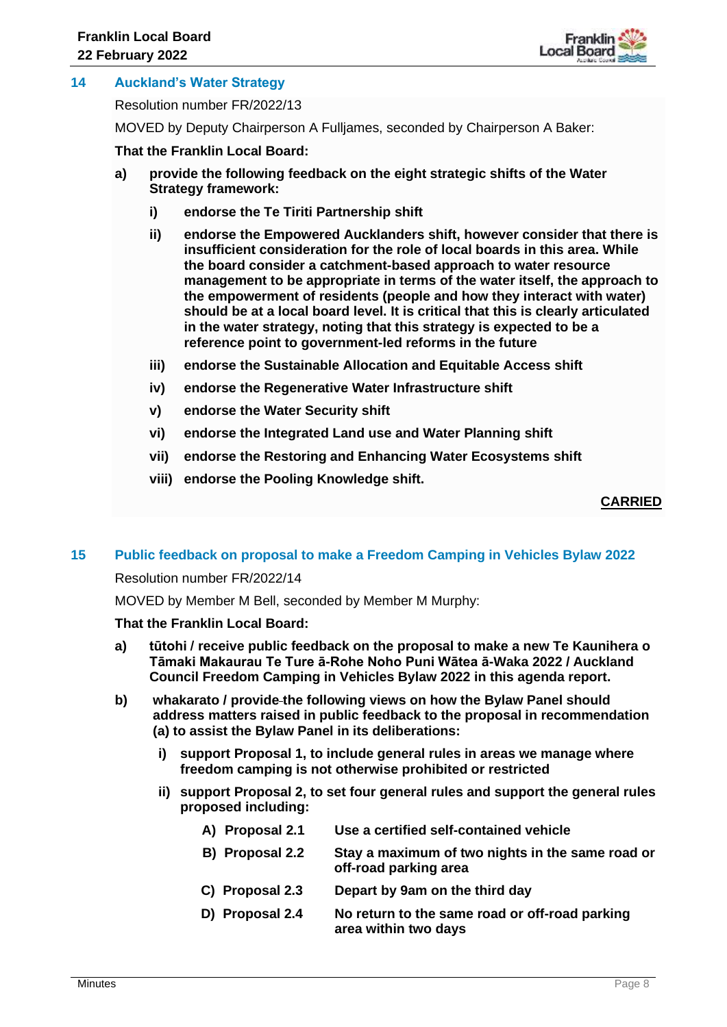## 14 Auckland's Water Strategy

Resolution number FR/2022/13

MOVED by Deputy Chairperson A Fulljames, seconded by Chairperson A Baker:

**That the Franklin Local Board:**

**a) provide the following feedback on the eight strategic shifts of the Water Strategy framework:**

**i) endorse the Te Tiriti Partnership shift**

**ii) endorse the Empowered Aucklanders shift, however consider that there is insufficient consideration for the role of local boards in this area. While the board consider a catchment-based approach to water resource management to be appropriate in terms of the water itself, the approach to the empowerment of residents (people and how they interact with water) should be at a local board level. It is critical that this is clearly articulated in the water strategy, noting that this strategy is expected to be a reference point to government-led reforms in the future**

**iii) endorse the Sustainable Allocation and Equitable Access shift**

**iv) endorse the Regenerative Water Infrastructure shift**

**v) endorse the Water Security shift**

**vi) endorse the Integrated Land use and Water Planning shift**

**vii) endorse the Restoring and Enhancing Water Ecosystems shift**

**viii) endorse the Pooling Knowledge shift.**

**CARRIED**

## 15 Public feedback on proposal to make a Freedom Camping in Vehicles Bylaw 2022

Resolution number FR/2022/14

MOVED by Member M Bell, seconded by Member M Murphy:

**That the Franklin Local Board:**

**a) tūtohi / receive public feedback on the proposal to make a new Te Kaunihera o Tāmaki Makaurau Te Ture ā-Rohe Noho Puni Wātea ā-Waka 2022 / Auckland Council Freedom Camping in Vehicles Bylaw 2022 in this agenda report.**

**b) whakarato / provide the following views on how the Bylaw Panel should address matters raised in public feedback to the proposal in recommendation (a) to assist the Bylaw Panel in its deliberations:**

**i) support Proposal 1, to include general rules in areas we manage where freedom camping is not otherwise prohibited or restricted**

**ii) support Proposal 2, to set four general rules and support the general rules proposed including:**

| | |
|---|---|
| **A) Proposal 2.1** | **Use a certified self-contained vehicle** |
| **B) Proposal 2.2** | **Stay a maximum of two nights in the same road or off-road parking area** |
| **C) Proposal 2.3** | **Depart by 9am on the third day** |
| **D) Proposal 2.4** | **No return to the same road or off-road parking area within two days** |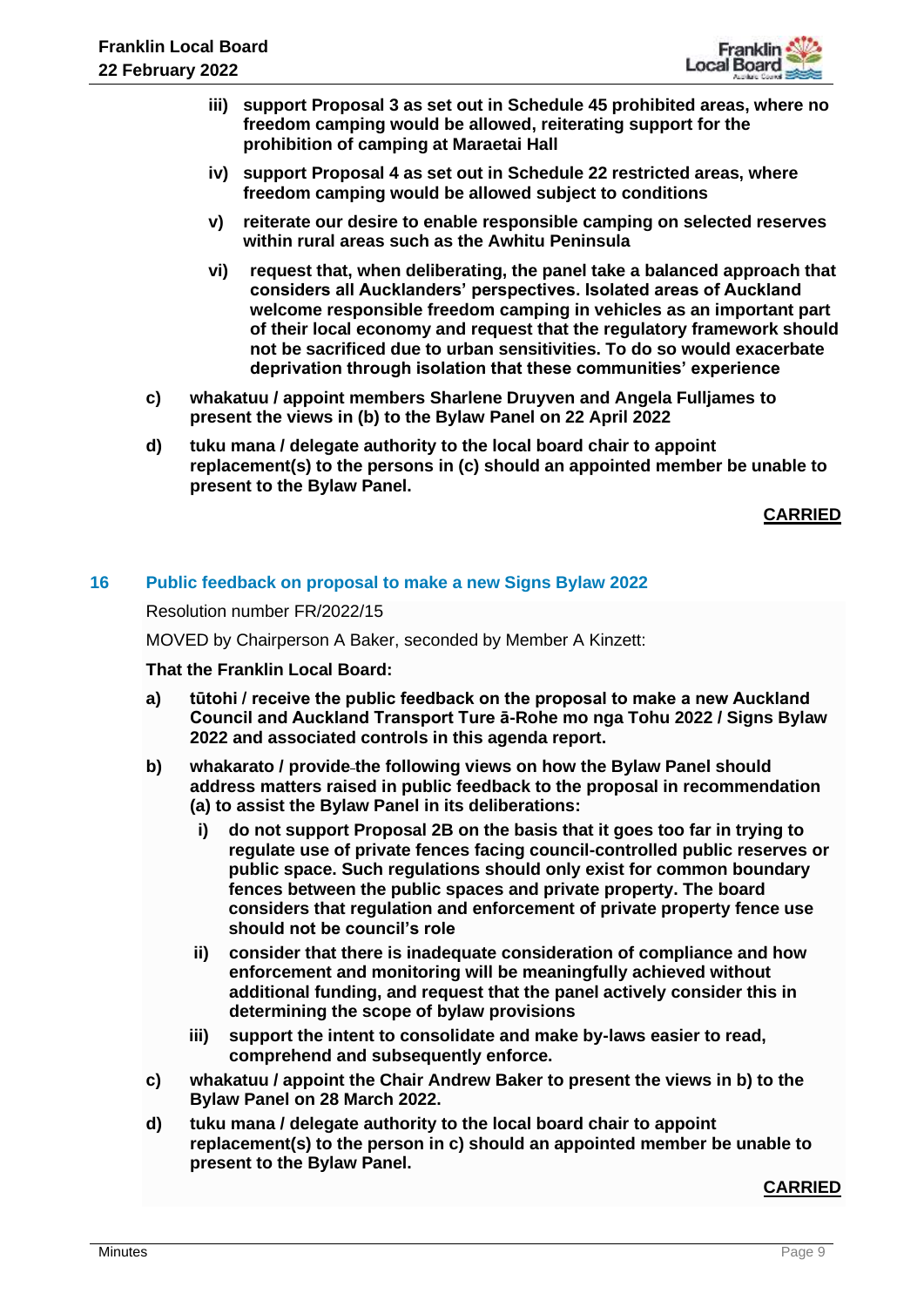**iii) support Proposal 3 as set out in Schedule 45 prohibited areas, where no freedom camping would be allowed, reiterating support for the prohibition of camping at Maraetai Hall**

**iv) support Proposal 4 as set out in Schedule 22 restricted areas, where freedom camping would be allowed subject to conditions**

**v) reiterate our desire to enable responsible camping on selected reserves within rural areas such as the Awhitu Peninsula**

**vi) request that, when deliberating, the panel take a balanced approach that considers all Aucklanders' perspectives. Isolated areas of Auckland welcome responsible freedom camping in vehicles as an important part of their local economy and request that the regulatory framework should not be sacrificed due to urban sensitivities. To do so would exacerbate deprivation through isolation that these communities' experience**

**c) whakatuu / appoint members Sharlene Druyven and Angela Fulljames to present the views in (b) to the Bylaw Panel on 22 April 2022**

**d) tuku mana / delegate authority to the local board chair to appoint replacement(s) to the persons in (c) should an appointed member be unable to present to the Bylaw Panel.**

**CARRIED**

## 16 Public feedback on proposal to make a new Signs Bylaw 2022

Resolution number FR/2022/15

MOVED by Chairperson A Baker, seconded by Member A Kinzett:

**That the Franklin Local Board:**

**a) tūtohi / receive the public feedback on the proposal to make a new Auckland Council and Auckland Transport Ture ā-Rohe mo nga Tohu 2022 / Signs Bylaw 2022 and associated controls in this agenda report.**

**b) whakarato / provide the following views on how the Bylaw Panel should address matters raised in public feedback to the proposal in recommendation (a) to assist the Bylaw Panel in its deliberations:**

**i) do not support Proposal 2B on the basis that it goes too far in trying to regulate use of private fences facing council-controlled public reserves or public space. Such regulations should only exist for common boundary fences between the public spaces and private property. The board considers that regulation and enforcement of private property fence use should not be council's role**

**ii) consider that there is inadequate consideration of compliance and how enforcement and monitoring will be meaningfully achieved without additional funding, and request that the panel actively consider this in determining the scope of bylaw provisions**

**iii) support the intent to consolidate and make by-laws easier to read, comprehend and subsequently enforce.**

**c) whakatuu / appoint the Chair Andrew Baker to present the views in b) to the Bylaw Panel on 28 March 2022.**

**d) tuku mana / delegate authority to the local board chair to appoint replacement(s) to the person in c) should an appointed member be unable to present to the Bylaw Panel.**

**CARRIED**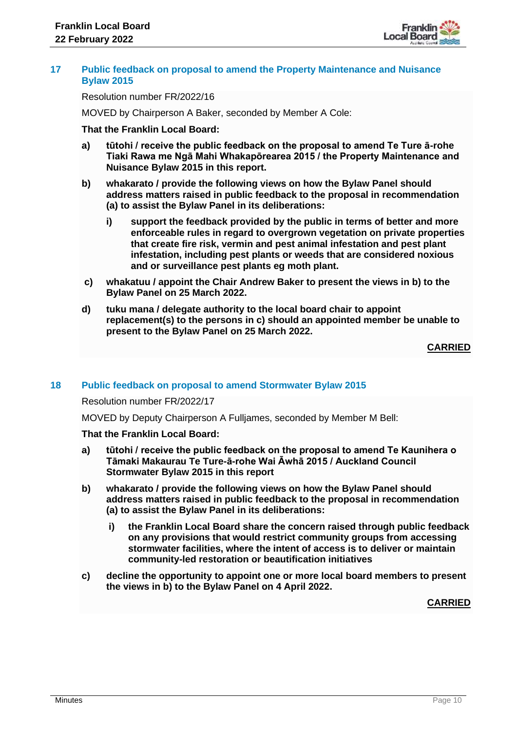## 17 Public feedback on proposal to amend the Property Maintenance and Nuisance Bylaw 2015

Resolution number FR/2022/16

MOVED by Chairperson A Baker, seconded by Member A Cole:

**That the Franklin Local Board:**

**a) tūtohi / receive the public feedback on the proposal to amend Te Ture ā-rohe Tiaki Rawa me Ngā Mahi Whakapōrearea 2015 / the Property Maintenance and Nuisance Bylaw 2015 in this report.**

**b) whakarato / provide the following views on how the Bylaw Panel should address matters raised in public feedback to the proposal in recommendation (a) to assist the Bylaw Panel in its deliberations:**

**i) support the feedback provided by the public in terms of better and more enforceable rules in regard to overgrown vegetation on private properties that create fire risk, vermin and pest animal infestation and pest plant infestation, including pest plants or weeds that are considered noxious and or surveillance pest plants eg moth plant.**

**c) whakatuu / appoint the Chair Andrew Baker to present the views in b) to the Bylaw Panel on 25 March 2022.**

**d) tuku mana / delegate authority to the local board chair to appoint replacement(s) to the persons in c) should an appointed member be unable to present to the Bylaw Panel on 25 March 2022.**

**CARRIED**

## 18 Public feedback on proposal to amend Stormwater Bylaw 2015

Resolution number FR/2022/17

MOVED by Deputy Chairperson A Fulljames, seconded by Member M Bell:

**That the Franklin Local Board:**

**a) tūtohi / receive the public feedback on the proposal to amend Te Kaunihera o Tāmaki Makaurau Te Ture-ā-rohe Wai Āwhā 2015 / Auckland Council Stormwater Bylaw 2015 in this report**

**b) whakarato / provide the following views on how the Bylaw Panel should address matters raised in public feedback to the proposal in recommendation (a) to assist the Bylaw Panel in its deliberations:**

**i) the Franklin Local Board share the concern raised through public feedback on any provisions that would restrict community groups from accessing stormwater facilities, where the intent of access is to deliver or maintain community-led restoration or beautification initiatives**

**c) decline the opportunity to appoint one or more local board members to present the views in b) to the Bylaw Panel on 4 April 2022.**

**CARRIED**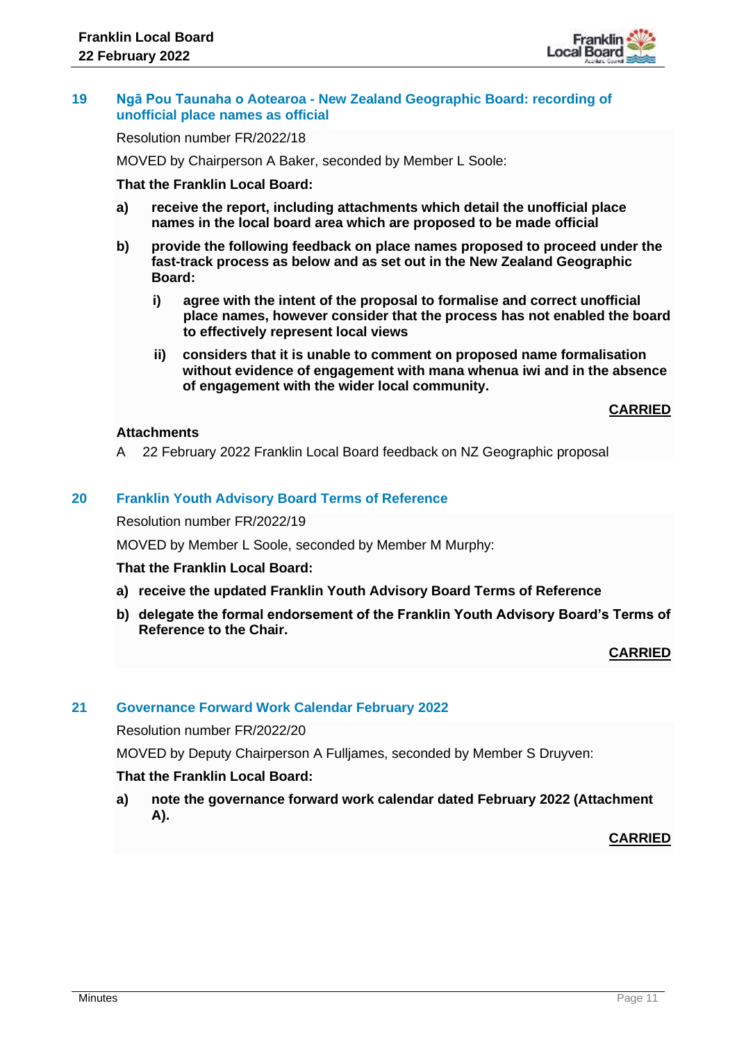## 19 Ngā Pou Taunaha o Aotearoa - New Zealand Geographic Board: recording of unofficial place names as official

Resolution number FR/2022/18

MOVED by Chairperson A Baker, seconded by Member L Soole:

**That the Franklin Local Board:**

**a) receive the report, including attachments which detail the unofficial place names in the local board area which are proposed to be made official**

**b) provide the following feedback on place names proposed to proceed under the fast-track process as below and as set out in the New Zealand Geographic Board:**

**i) agree with the intent of the proposal to formalise and correct unofficial place names, however consider that the process has not enabled the board to effectively represent local views**

**ii) considers that it is unable to comment on proposed name formalisation without evidence of engagement with mana whenua iwi and in the absence of engagement with the wider local community.**

**CARRIED**

**Attachments**

A 22 February 2022 Franklin Local Board feedback on NZ Geographic proposal

## 20 Franklin Youth Advisory Board Terms of Reference

Resolution number FR/2022/19

MOVED by Member L Soole, seconded by Member M Murphy:

**That the Franklin Local Board:**

**a) receive the updated Franklin Youth Advisory Board Terms of Reference**

**b) delegate the formal endorsement of the Franklin Youth Advisory Board's Terms of Reference to the Chair.**

**CARRIED**

## 21 Governance Forward Work Calendar February 2022

Resolution number FR/2022/20

MOVED by Deputy Chairperson A Fulljames, seconded by Member S Druyven:

**That the Franklin Local Board:**

**a) note the governance forward work calendar dated February 2022 (Attachment A).**

**CARRIED**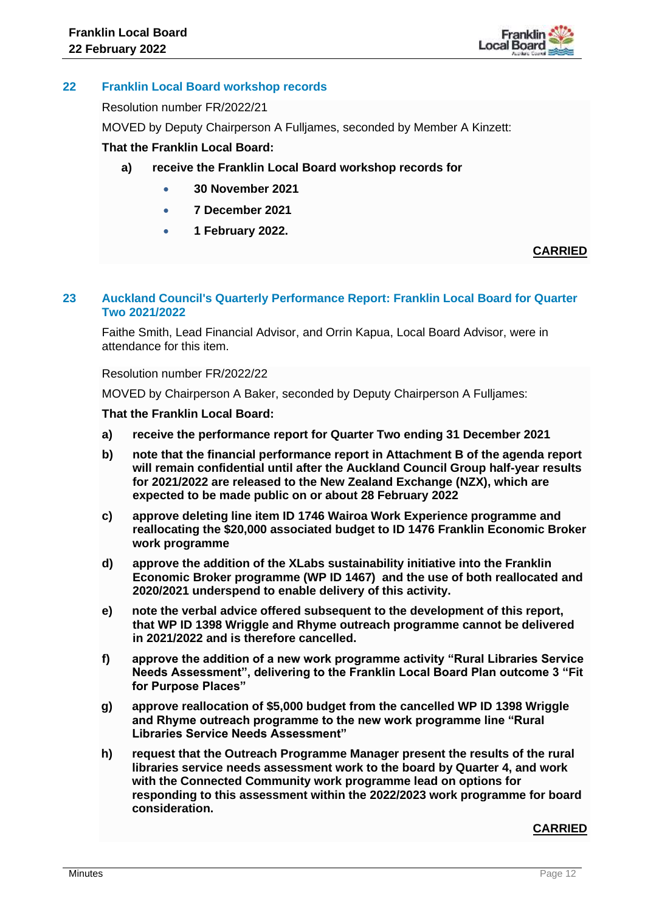## 22 Franklin Local Board workshop records

Resolution number FR/2022/21

MOVED by Deputy Chairperson A Fulljames, seconded by Member A Kinzett:

**That the Franklin Local Board:**

**a) receive the Franklin Local Board workshop records for**

- **30 November 2021**
- **7 December 2021**
- **1 February 2022.**

**CARRIED**

## 23 Auckland Council's Quarterly Performance Report: Franklin Local Board for Quarter Two 2021/2022

Faithe Smith, Lead Financial Advisor, and Orrin Kapua, Local Board Advisor, were in attendance for this item.

Resolution number FR/2022/22

MOVED by Chairperson A Baker, seconded by Deputy Chairperson A Fulljames:

**That the Franklin Local Board:**

**a) receive the performance report for Quarter Two ending 31 December 2021**

**b) note that the financial performance report in Attachment B of the agenda report will remain confidential until after the Auckland Council Group half-year results for 2021/2022 are released to the New Zealand Exchange (NZX), which are expected to be made public on or about 28 February 2022**

**c) approve deleting line item ID 1746 Wairoa Work Experience programme and reallocating the $20,000 associated budget to ID 1476 Franklin Economic Broker work programme**

**d) approve the addition of the XLabs sustainability initiative into the Franklin Economic Broker programme (WP ID 1467) and the use of both reallocated and 2020/2021 underspend to enable delivery of this activity.**

**e) note the verbal advice offered subsequent to the development of this report, that WP ID 1398 Wriggle and Rhyme outreach programme cannot be delivered in 2021/2022 and is therefore cancelled.**

**f) approve the addition of a new work programme activity "Rural Libraries Service Needs Assessment", delivering to the Franklin Local Board Plan outcome 3 "Fit for Purpose Places"**

**g) approve reallocation of $5,000 budget from the cancelled WP ID 1398 Wriggle and Rhyme outreach programme to the new work programme line "Rural Libraries Service Needs Assessment"**

**h) request that the Outreach Programme Manager present the results of the rural libraries service needs assessment work to the board by Quarter 4, and work with the Connected Community work programme lead on options for responding to this assessment within the 2022/2023 work programme for board consideration.**

**CARRIED**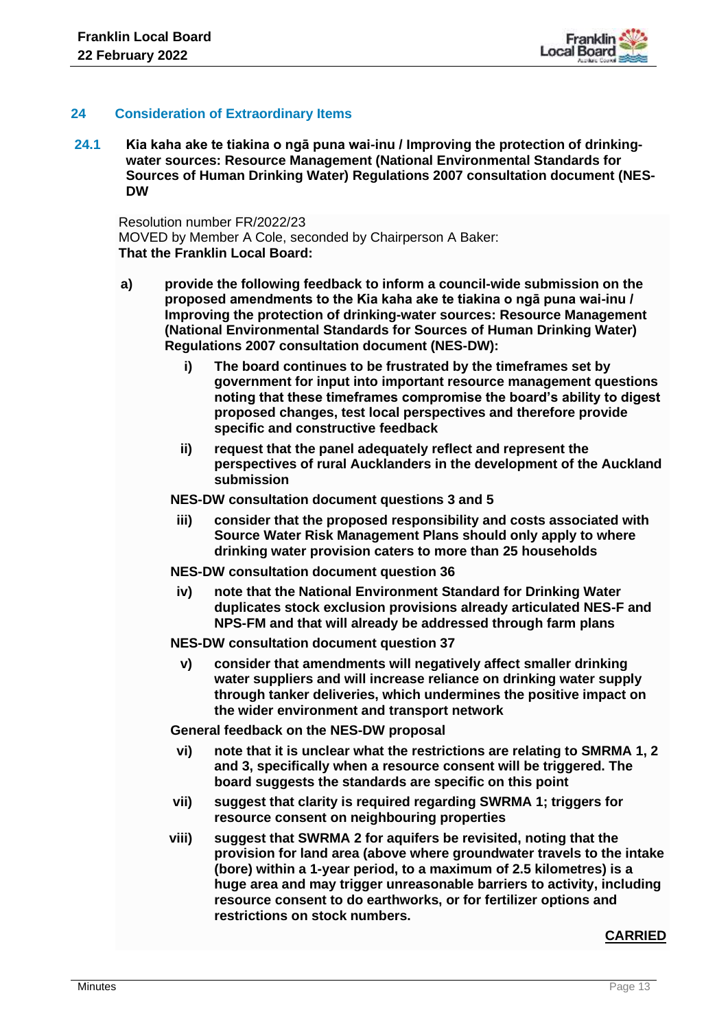## 24 Consideration of Extraordinary Items

### 24.1 Kia kaha ake te tiakina o ngā puna wai-inu / Improving the protection of drinking-water sources: Resource Management (National Environmental Standards for Sources of Human Drinking Water) Regulations 2007 consultation document (NES-DW

Resolution number FR/2022/23

MOVED by Member A Cole, seconded by Chairperson A Baker:

**That the Franklin Local Board:**

**a) provide the following feedback to inform a council-wide submission on the proposed amendments to the Kia kaha ake te tiakina o ngā puna wai-inu / Improving the protection of drinking-water sources: Resource Management (National Environmental Standards for Sources of Human Drinking Water) Regulations 2007 consultation document (NES-DW):**

**i) The board continues to be frustrated by the timeframes set by government for input into important resource management questions noting that these timeframes compromise the board's ability to digest proposed changes, test local perspectives and therefore provide specific and constructive feedback**

**ii) request that the panel adequately reflect and represent the perspectives of rural Aucklanders in the development of the Auckland submission**

**NES-DW consultation document questions 3 and 5**

**iii) consider that the proposed responsibility and costs associated with Source Water Risk Management Plans should only apply to where drinking water provision caters to more than 25 households**

**NES-DW consultation document question 36**

**iv) note that the National Environment Standard for Drinking Water duplicates stock exclusion provisions already articulated NES-F and NPS-FM and that will already be addressed through farm plans**

**NES-DW consultation document question 37**

**v) consider that amendments will negatively affect smaller drinking water suppliers and will increase reliance on drinking water supply through tanker deliveries, which undermines the positive impact on the wider environment and transport network**

**General feedback on the NES-DW proposal**

**vi) note that it is unclear what the restrictions are relating to SMRMA 1, 2 and 3, specifically when a resource consent will be triggered. The board suggests the standards are specific on this point**

**vii) suggest that clarity is required regarding SWRMA 1; triggers for resource consent on neighbouring properties**

**viii) suggest that SWRMA 2 for aquifers be revisited, noting that the provision for land area (above where groundwater travels to the intake (bore) within a 1-year period, to a maximum of 2.5 kilometres) is a huge area and may trigger unreasonable barriers to activity, including resource consent to do earthworks, or for fertilizer options and restrictions on stock numbers.**

**CARRIED**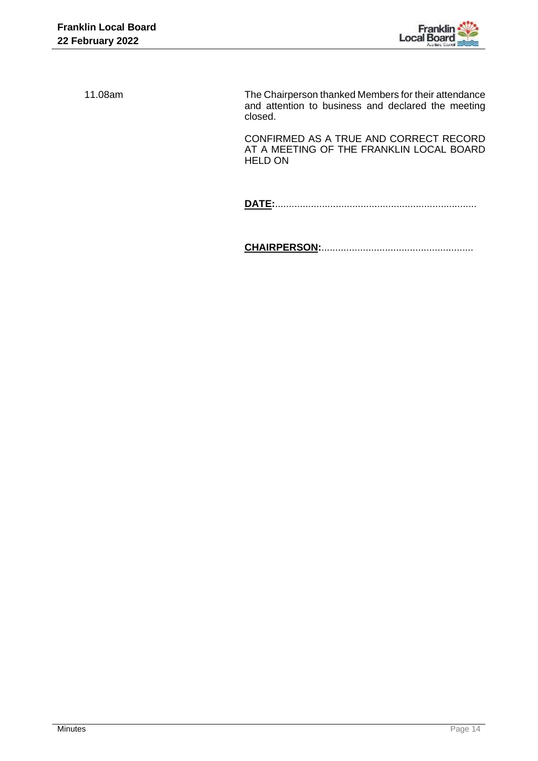11.08am The Chairperson thanked Members for their attendance and attention to business and declared the meeting closed.

CONFIRMED AS A TRUE AND CORRECT RECORD AT A MEETING OF THE FRANKLIN LOCAL BOARD HELD ON

**DATE:**.........................................................................

**CHAIRPERSON:**.......................................................